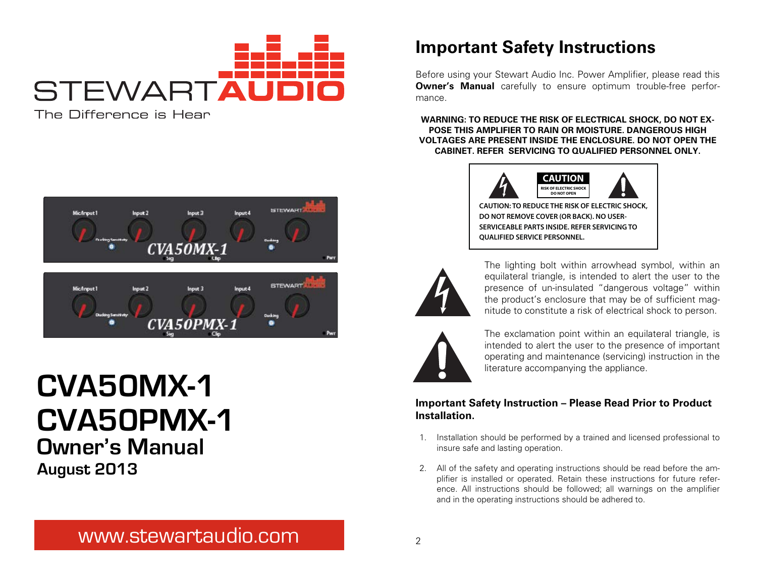STEWART**AUDIO**

The Difference is Hear

# CVA50MX-1
# CVA50PMX-1
## Owner's Manual
### August 2013

www.stewartaudio.com

## Important Safety Instructions

Before using your Stewart Audio Inc. Power Amplifier, please read this **Owner's Manual** carefully to ensure optimum trouble-free performance.

**WARNING: TO REDUCE THE RISK OF ELECTRICAL SHOCK, DO NOT EXPOSE THIS AMPLIFIER TO RAIN OR MOISTURE. DANGEROUS HIGH VOLTAGES ARE PRESENT INSIDE THE ENCLOSURE. DO NOT OPEN THE CABINET. REFER SERVICING TO QUALIFIED PERSONNEL ONLY.**

**CAUTION**
RISK OF ELECTRIC SHOCK
DO NOT OPEN

**CAUTION: TO REDUCE THE RISK OF ELECTRIC SHOCK, DO NOT REMOVE COVER (OR BACK). NO USER-SERVICEABLE PARTS INSIDE. REFER SERVICING TO QUALIFIED SERVICE PERSONNEL.**

The lighting bolt within arrowhead symbol, within an equilateral triangle, is intended to alert the user to the presence of un-insulated "dangerous voltage" within the product's enclosure that may be of sufficient magnitude to constitute a risk of electrical shock to person.

The exclamation point within an equilateral triangle, is intended to alert the user to the presence of important operating and maintenance (servicing) instruction in the literature accompanying the appliance.

### Important Safety Instruction – Please Read Prior to Product Installation.

1. Installation should be performed by a trained and licensed professional to insure safe and lasting operation.
2. All of the safety and operating instructions should be read before the amplifier is installed or operated. Retain these instructions for future reference. All instructions should be followed; all warnings on the amplifier and in the operating instructions should be adhered to.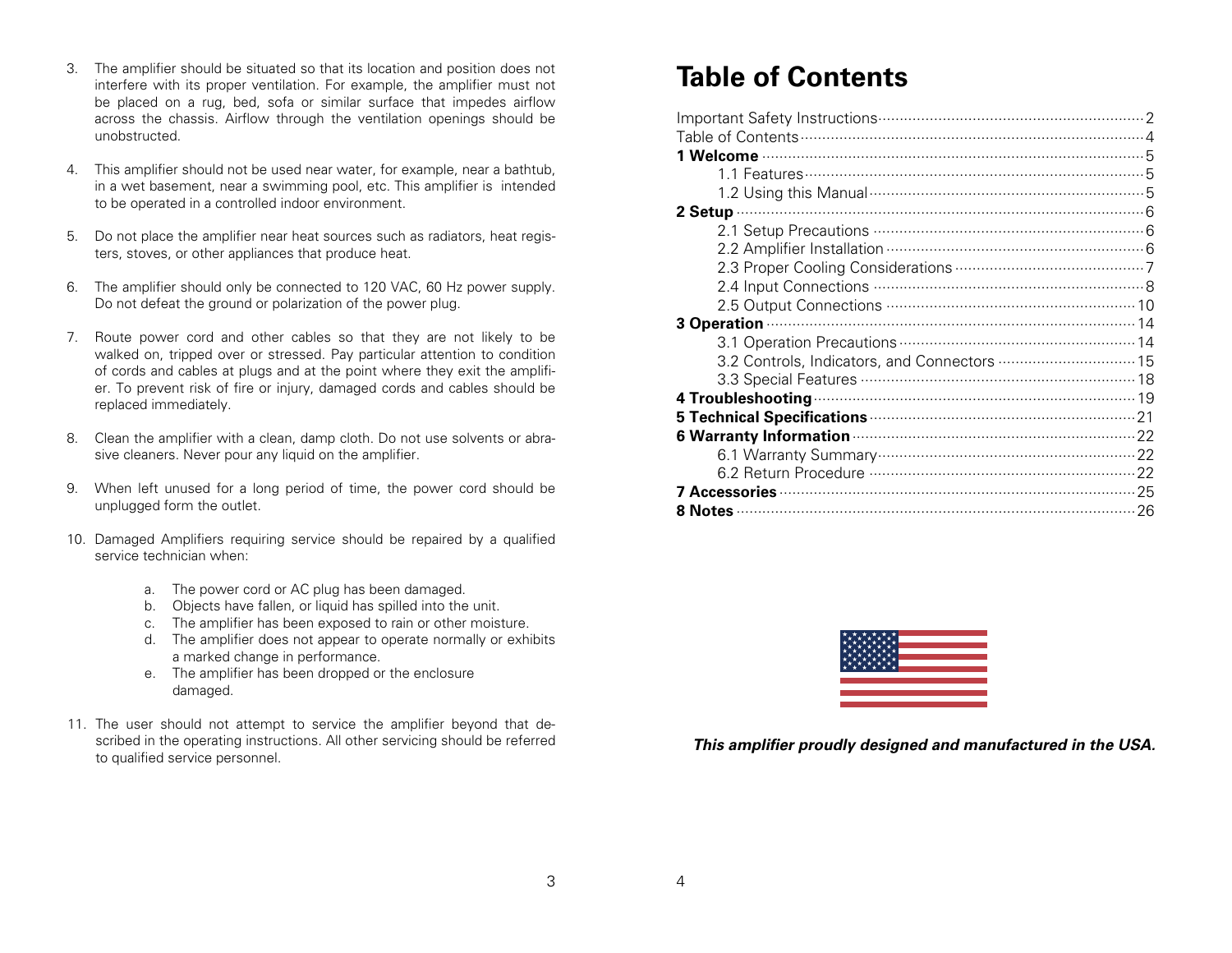3. The amplifier should be situated so that its location and position does not interfere with its proper ventilation. For example, the amplifier must not be placed on a rug, bed, sofa or similar surface that impedes airflow across the chassis. Airflow through the ventilation openings should be unobstructed.

4. This amplifier should not be used near water, for example, near a bathtub, in a wet basement, near a swimming pool, etc. This amplifier is intended to be operated in a controlled indoor environment.

5. Do not place the amplifier near heat sources such as radiators, heat registers, stoves, or other appliances that produce heat.

6. The amplifier should only be connected to 120 VAC, 60 Hz power supply. Do not defeat the ground or polarization of the power plug.

7. Route power cord and other cables so that they are not likely to be walked on, tripped over or stressed. Pay particular attention to condition of cords and cables at plugs and at the point where they exit the amplifier. To prevent risk of fire or injury, damaged cords and cables should be replaced immediately.

8. Clean the amplifier with a clean, damp cloth. Do not use solvents or abrasive cleaners. Never pour any liquid on the amplifier.

9. When left unused for a long period of time, the power cord should be unplugged form the outlet.

10. Damaged Amplifiers requiring service should be repaired by a qualified service technician when:

    a. The power cord or AC plug has been damaged.
    b. Objects have fallen, or liquid has spilled into the unit.
    c. The amplifier has been exposed to rain or other moisture.
    d. The amplifier does not appear to operate normally or exhibits a marked change in performance.
    e. The amplifier has been dropped or the enclosure damaged.

11. The user should not attempt to service the amplifier beyond that described in the operating instructions. All other servicing should be referred to qualified service personnel.

# Table of Contents

Important Safety Instructions ........ 2
Table of Contents ........ 4
**1 Welcome** ........ 5
  1.1 Features ........ 5
  1.2 Using this Manual ........ 5
**2 Setup** ........ 6
  2.1 Setup Precautions ........ 6
  2.2 Amplifier Installation ........ 6
  2.3 Proper Cooling Considerations ........ 7
  2.4 Input Connections ........ 8
  2.5 Output Connections ........ 10
**3 Operation** ........ 14
  3.1 Operation Precautions ........ 14
  3.2 Controls, Indicators, and Connectors ........ 15
  3.3 Special Features ........ 18
**4 Troubleshooting** ........ 19
**5 Technical Specifications** ........ 21
**6 Warranty Information** ........ 22
  6.1 Warranty Summary ........ 22
  6.2 Return Procedure ........ 22
**7 Accessories** ........ 25
**8 Notes** ........ 26

***This amplifier proudly designed and manufactured in the USA.***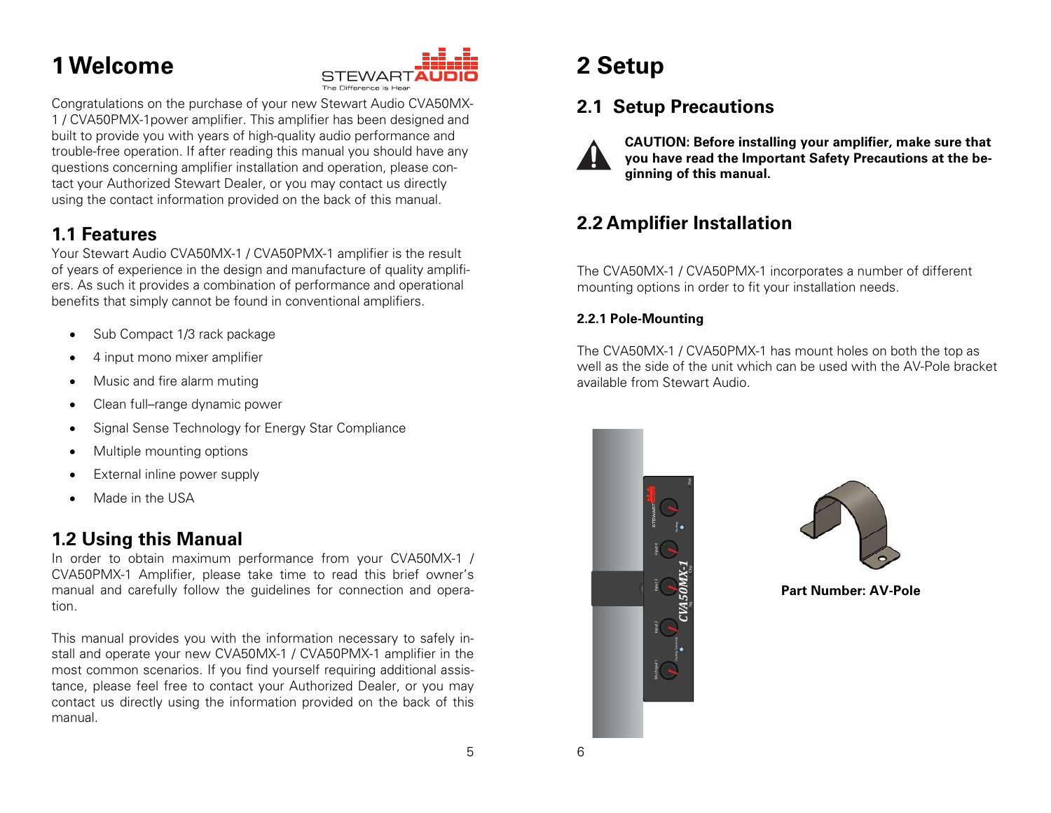# 1 Welcome

Congratulations on the purchase of your new Stewart Audio CVA50MX-1 / CVA50PMX-1power amplifier. This amplifier has been designed and built to provide you with years of high-quality audio performance and trouble-free operation. If after reading this manual you should have any questions concerning amplifier installation and operation, please contact your Authorized Stewart Dealer, or you may contact us directly using the contact information provided on the back of this manual.

## 1.1 Features

Your Stewart Audio CVA50MX-1 / CVA50PMX-1 amplifier is the result of years of experience in the design and manufacture of quality amplifiers. As such it provides a combination of performance and operational benefits that simply cannot be found in conventional amplifiers.

- Sub Compact 1/3 rack package
- 4 input mono mixer amplifier
- Music and fire alarm muting
- Clean full–range dynamic power
- Signal Sense Technology for Energy Star Compliance
- Multiple mounting options
- External inline power supply
- Made in the USA

## 1.2 Using this Manual

In order to obtain maximum performance from your CVA50MX-1 / CVA50PMX-1 Amplifier, please take time to read this brief owner's manual and carefully follow the guidelines for connection and operation.

This manual provides you with the information necessary to safely install and operate your new CVA50MX-1 / CVA50PMX-1 amplifier in the most common scenarios. If you find yourself requiring additional assistance, please feel free to contact your Authorized Dealer, or you may contact us directly using the information provided on the back of this manual.

# 2 Setup

## 2.1 Setup Precautions

**CAUTION: Before installing your amplifier, make sure that you have read the Important Safety Precautions at the beginning of this manual.**

## 2.2 Amplifier Installation

The CVA50MX-1 / CVA50PMX-1 incorporates a number of different mounting options in order to fit your installation needs.

### 2.2.1 Pole-Mounting

The CVA50MX-1 / CVA50PMX-1 has mount holes on both the top as well as the side of the unit which can be used with the AV-Pole bracket available from Stewart Audio.

**Part Number: AV-Pole**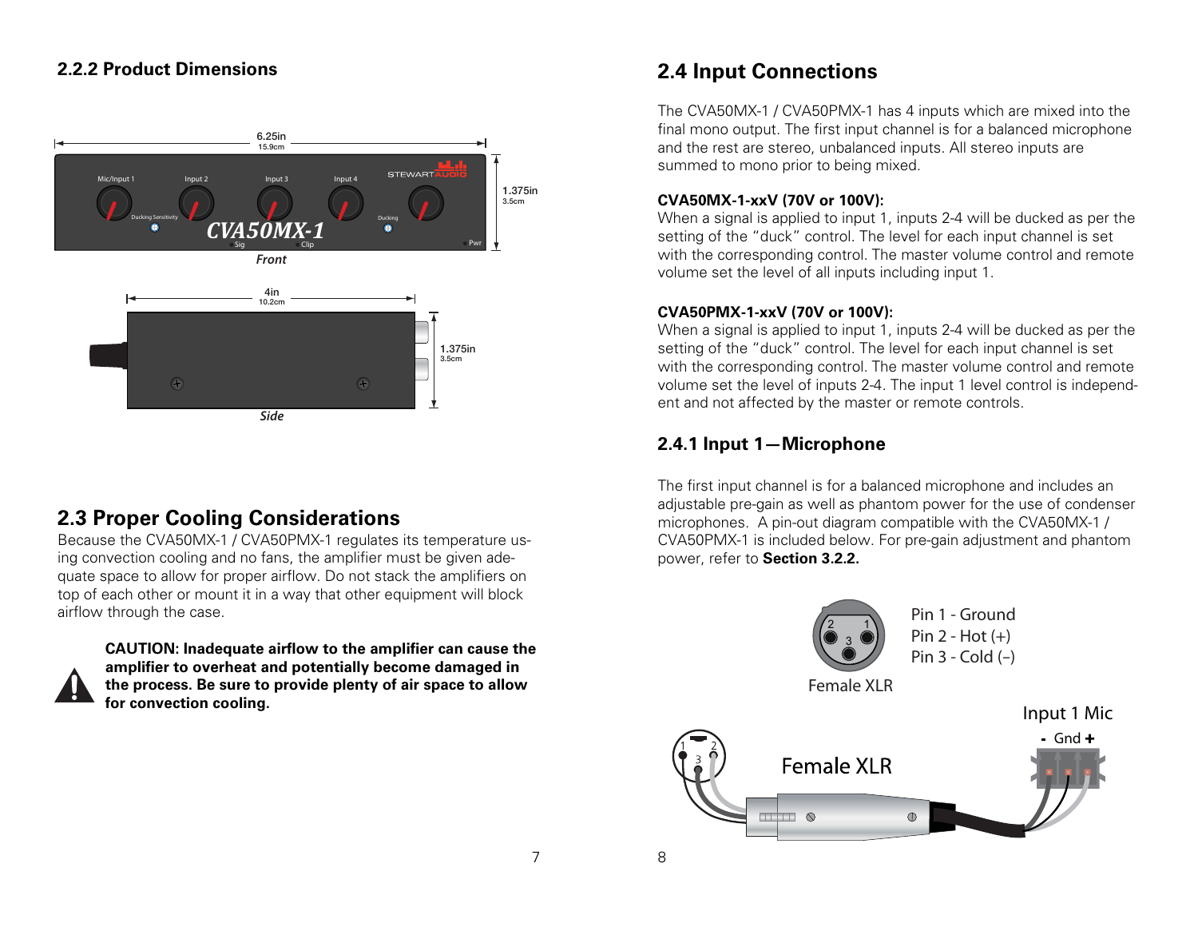### 2.2.2 Product Dimensions

6.25in
15.9cm

1.375in
3.5cm

*Front*

4in
10.2cm

1.375in
3.5cm

*Side*

## 2.3 Proper Cooling Considerations

Because the CVA50MX-1 / CVA50PMX-1 regulates its temperature using convection cooling and no fans, the amplifier must be given adequate space to allow for proper airflow. Do not stack the amplifiers on top of each other or mount it in a way that other equipment will block airflow through the case.

**CAUTION: Inadequate airflow to the amplifier can cause the amplifier to overheat and potentially become damaged in the process. Be sure to provide plenty of air space to allow for convection cooling.**

## 2.4 Input Connections

The CVA50MX-1 / CVA50PMX-1 has 4 inputs which are mixed into the final mono output. The first input channel is for a balanced microphone and the rest are stereo, unbalanced inputs. All stereo inputs are summed to mono prior to being mixed.

**CVA50MX-1-xxV (70V or 100V):**
When a signal is applied to input 1, inputs 2-4 will be ducked as per the setting of the "duck" control. The level for each input channel is set with the corresponding control. The master volume control and remote volume set the level of all inputs including input 1.

**CVA50PMX-1-xxV (70V or 100V):**
When a signal is applied to input 1, inputs 2-4 will be ducked as per the setting of the "duck" control. The level for each input channel is set with the corresponding control. The master volume control and remote volume set the level of inputs 2-4. The input 1 level control is independent and not affected by the master or remote controls.

### 2.4.1 Input 1—Microphone

The first input channel is for a balanced microphone and includes an adjustable pre-gain as well as phantom power for the use of condenser microphones. A pin-out diagram compatible with the CVA50MX-1 / CVA50PMX-1 is included below. For pre-gain adjustment and phantom power, refer to **Section 3.2.2.**

Pin 1 - Ground
Pin 2 - Hot (+)
Pin 3 - Cold (–)

Female XLR

Female XLR

Input 1 Mic

- Gnd +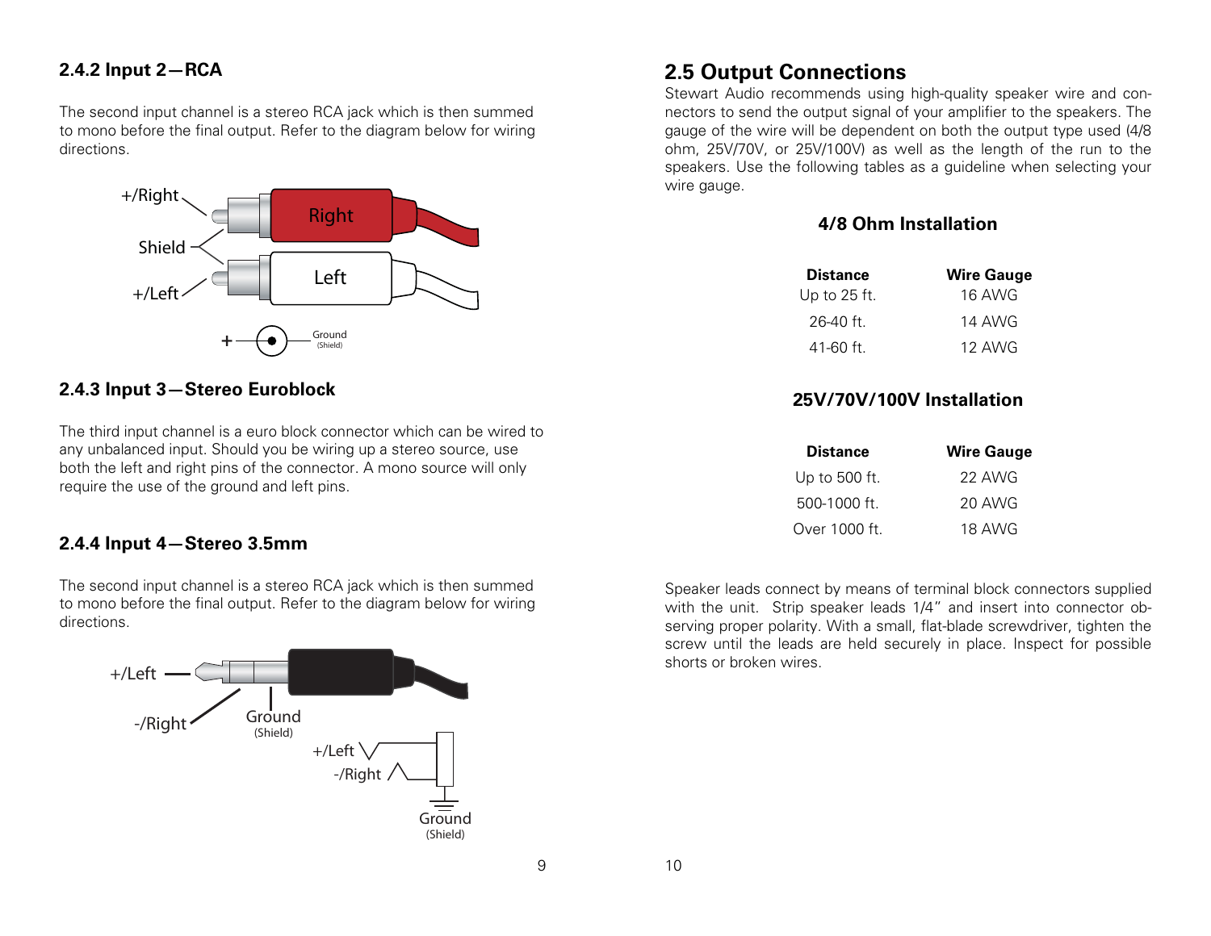### 2.4.2 Input 2—RCA

The second input channel is a stereo RCA jack which is then summed to mono before the final output. Refer to the diagram below for wiring directions.

+/Right

Shield

+/Left

Right

Left

+ Ground (Shield)

### 2.4.3 Input 3—Stereo Euroblock

The third input channel is a euro block connector which can be wired to any unbalanced input. Should you be wiring up a stereo source, use both the left and right pins of the connector. A mono source will only require the use of the ground and left pins.

### 2.4.4 Input 4—Stereo 3.5mm

The second input channel is a stereo RCA jack which is then summed to mono before the final output. Refer to the diagram below for wiring directions.

+/Left

-/Right

Ground (Shield)

+/Left

-/Right

Ground (Shield)

## 2.5 Output Connections

Stewart Audio recommends using high-quality speaker wire and connectors to send the output signal of your amplifier to the speakers. The gauge of the wire will be dependent on both the output type used (4/8 ohm, 25V/70V, or 25V/100V) as well as the length of the run to the speakers. Use the following tables as a guideline when selecting your wire gauge.

**4/8 Ohm Installation**

| Distance | Wire Gauge |
| --- | --- |
| Up to 25 ft. | 16 AWG |
| 26-40 ft. | 14 AWG |
| 41-60 ft. | 12 AWG |

**25V/70V/100V Installation**

| Distance | Wire Gauge |
| --- | --- |
| Up to 500 ft. | 22 AWG |
| 500-1000 ft. | 20 AWG |
| Over 1000 ft. | 18 AWG |

Speaker leads connect by means of terminal block connectors supplied with the unit. Strip speaker leads 1/4" and insert into connector observing proper polarity. With a small, flat-blade screwdriver, tighten the screw until the leads are held securely in place. Inspect for possible shorts or broken wires.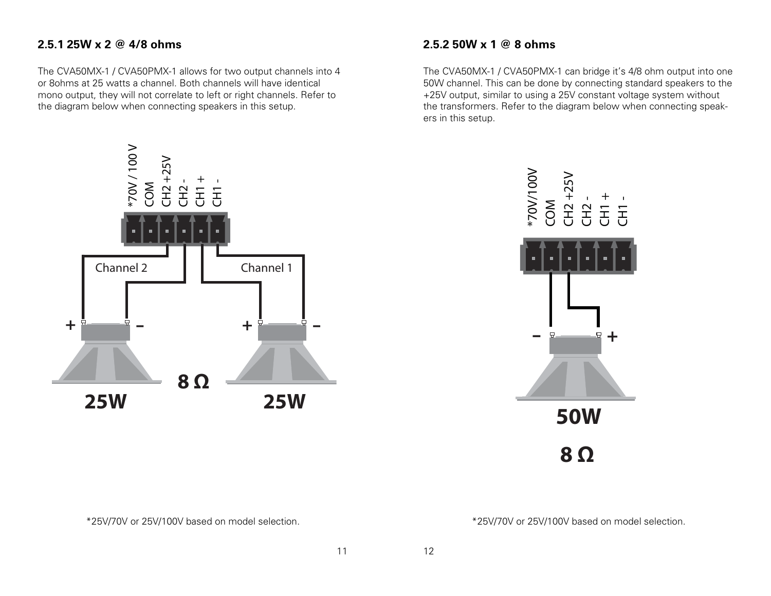### 2.5.1 25W x 2 @ 4/8 ohms

The CVA50MX-1 / CVA50PMX-1 allows for two output channels into 4 or 8ohms at 25 watts a channel. Both channels will have identical mono output, they will not correlate to left or right channels. Refer to the diagram below when connecting speakers in this setup.

*70V / 100 V
COM
CH2 +25V
CH2 -
CH1 +
CH1 -

Channel 2
Channel 1

+ – + –

8 Ω

25W 25W

*25V/70V or 25V/100V based on model selection.

### 2.5.2 50W x 1 @ 8 ohms

The CVA50MX-1 / CVA50PMX-1 can bridge it's 4/8 ohm output into one 50W channel. This can be done by connecting standard speakers to the +25V output, similar to using a 25V constant voltage system without the transformers. Refer to the diagram below when connecting speakers in this setup.

*70V/100V
COM
CH2 +25V
CH2 -
CH1 +
CH1 -

– +

50W

8 Ω

*25V/70V or 25V/100V based on model selection.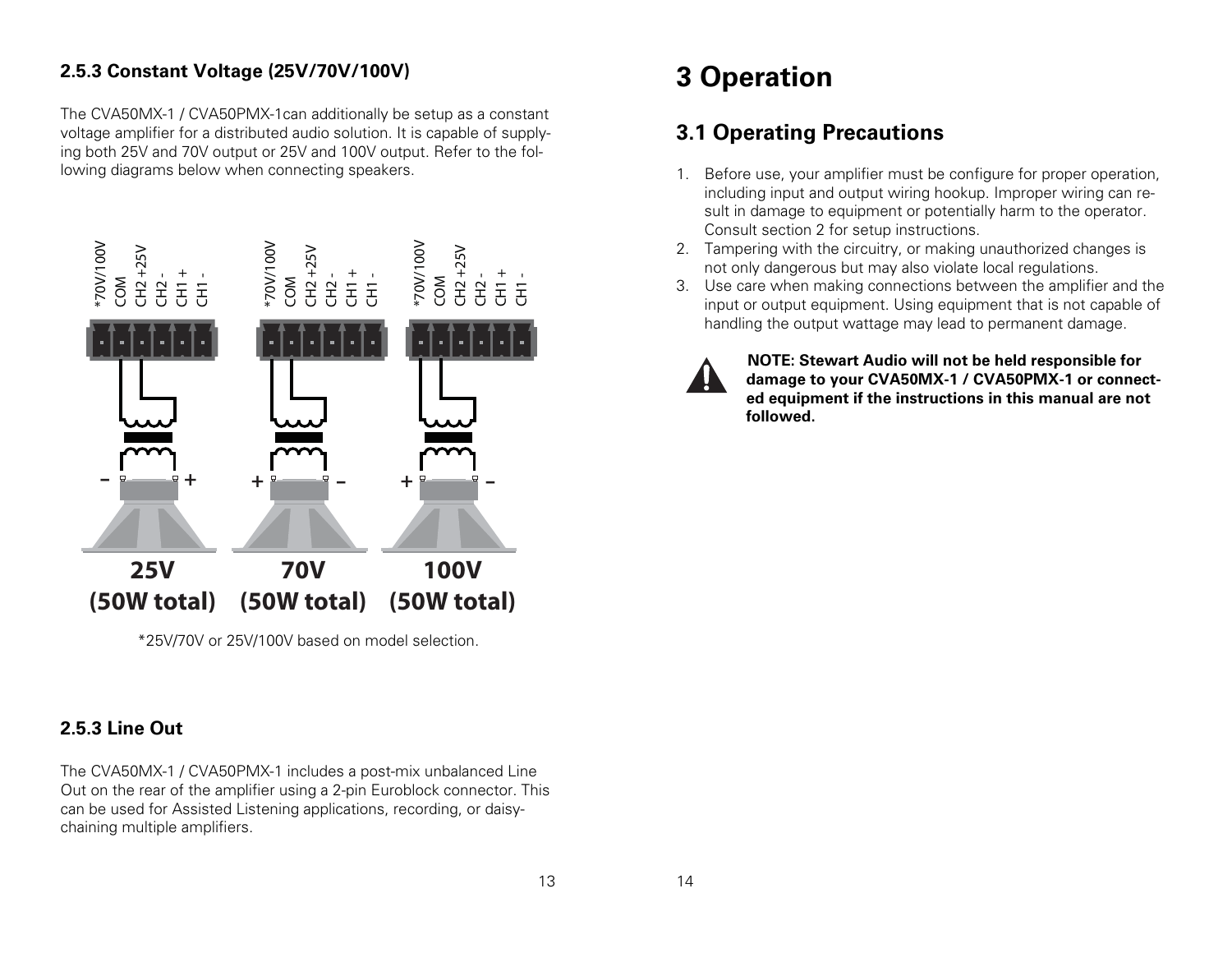### 2.5.3 Constant Voltage (25V/70V/100V)

The CVA50MX-1 / CVA50PMX-1can additionally be setup as a constant voltage amplifier for a distributed audio solution. It is capable of supplying both 25V and 70V output or 25V and 100V output. Refer to the following diagrams below when connecting speakers.

*70V/100V
COM
CH2 +25V
CH2 -
CH1 +
CH1 -

**25V (50W total)** **70V (50W total)** **100V (50W total)**

*25V/70V or 25V/100V based on model selection.

### 2.5.3 Line Out

The CVA50MX-1 / CVA50PMX-1 includes a post-mix unbalanced Line Out on the rear of the amplifier using a 2-pin Euroblock connector. This can be used for Assisted Listening applications, recording, or daisy-chaining multiple amplifiers.

# 3 Operation

## 3.1 Operating Precautions

1. Before use, your amplifier must be configure for proper operation, including input and output wiring hookup. Improper wiring can result in damage to equipment or potentially harm to the operator. Consult section 2 for setup instructions.
2. Tampering with the circuitry, or making unauthorized changes is not only dangerous but may also violate local regulations.
3. Use care when making connections between the amplifier and the input or output equipment. Using equipment that is not capable of handling the output wattage may lead to permanent damage.

**NOTE: Stewart Audio will not be held responsible for damage to your CVA50MX-1 / CVA50PMX-1 or connected equipment if the instructions in this manual are not followed.**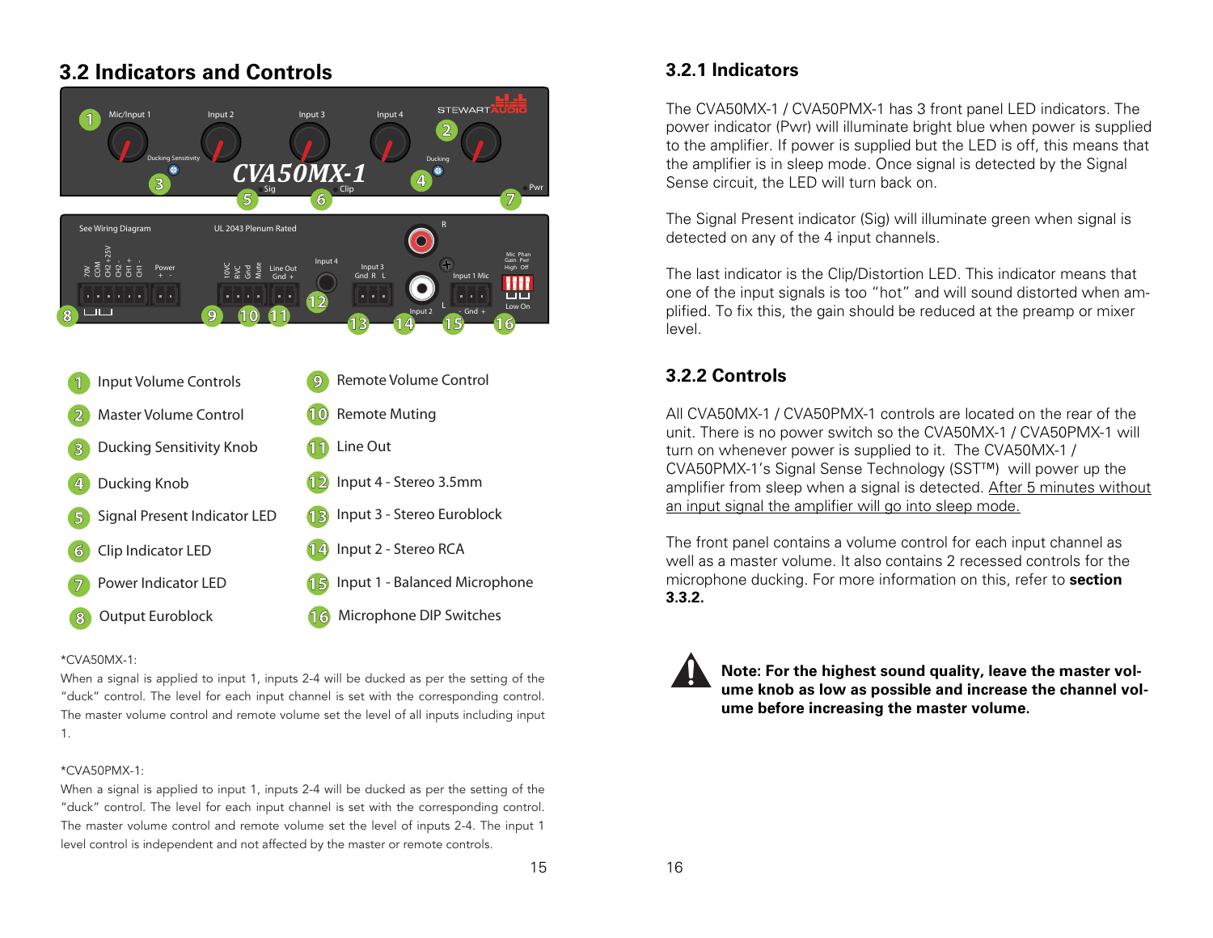## 3.2 Indicators and Controls

1. Input Volume Controls
2. Master Volume Control
3. Ducking Sensitivity Knob
4. Ducking Knob
5. Signal Present Indicator LED
6. Clip Indicator LED
7. Power Indicator LED
8. Output Euroblock
9. Remote Volume Control
10. Remote Muting
11. Line Out
12. Input 4 - Stereo 3.5mm
13. Input 3 - Stereo Euroblock
14. Input 2 - Stereo RCA
15. Input 1 - Balanced Microphone
16. Microphone DIP Switches

*CVA50MX-1:
When a signal is applied to input 1, inputs 2-4 will be ducked as per the setting of the "duck" control. The level for each input channel is set with the corresponding control. The master volume control and remote volume set the level of all inputs including input 1.

*CVA50PMX-1:
When a signal is applied to input 1, inputs 2-4 will be ducked as per the setting of the "duck" control. The level for each input channel is set with the corresponding control. The master volume control and remote volume set the level of inputs 2-4. The input 1 level control is independent and not affected by the master or remote controls.

### 3.2.1 Indicators

The CVA50MX-1 / CVA50PMX-1 has 3 front panel LED indicators. The power indicator (Pwr) will illuminate bright blue when power is supplied to the amplifier. If power is supplied but the LED is off, this means that the amplifier is in sleep mode. Once signal is detected by the Signal Sense circuit, the LED will turn back on.

The Signal Present indicator (Sig) will illuminate green when signal is detected on any of the 4 input channels.

The last indicator is the Clip/Distortion LED. This indicator means that one of the input signals is too "hot" and will sound distorted when amplified. To fix this, the gain should be reduced at the preamp or mixer level.

### 3.2.2 Controls

All CVA50MX-1 / CVA50PMX-1 controls are located on the rear of the unit. There is no power switch so the CVA50MX-1 / CVA50PMX-1 will turn on whenever power is supplied to it. The CVA50MX-1 / CVA50PMX-1's Signal Sense Technology (SST™) will power up the amplifier from sleep when a signal is detected. After 5 minutes without an input signal the amplifier will go into sleep mode.

The front panel contains a volume control for each input channel as well as a master volume. It also contains 2 recessed controls for the microphone ducking. For more information on this, refer to **section 3.3.2.**

**Note: For the highest sound quality, leave the master volume knob as low as possible and increase the channel volume knobs before increasing the master volume.**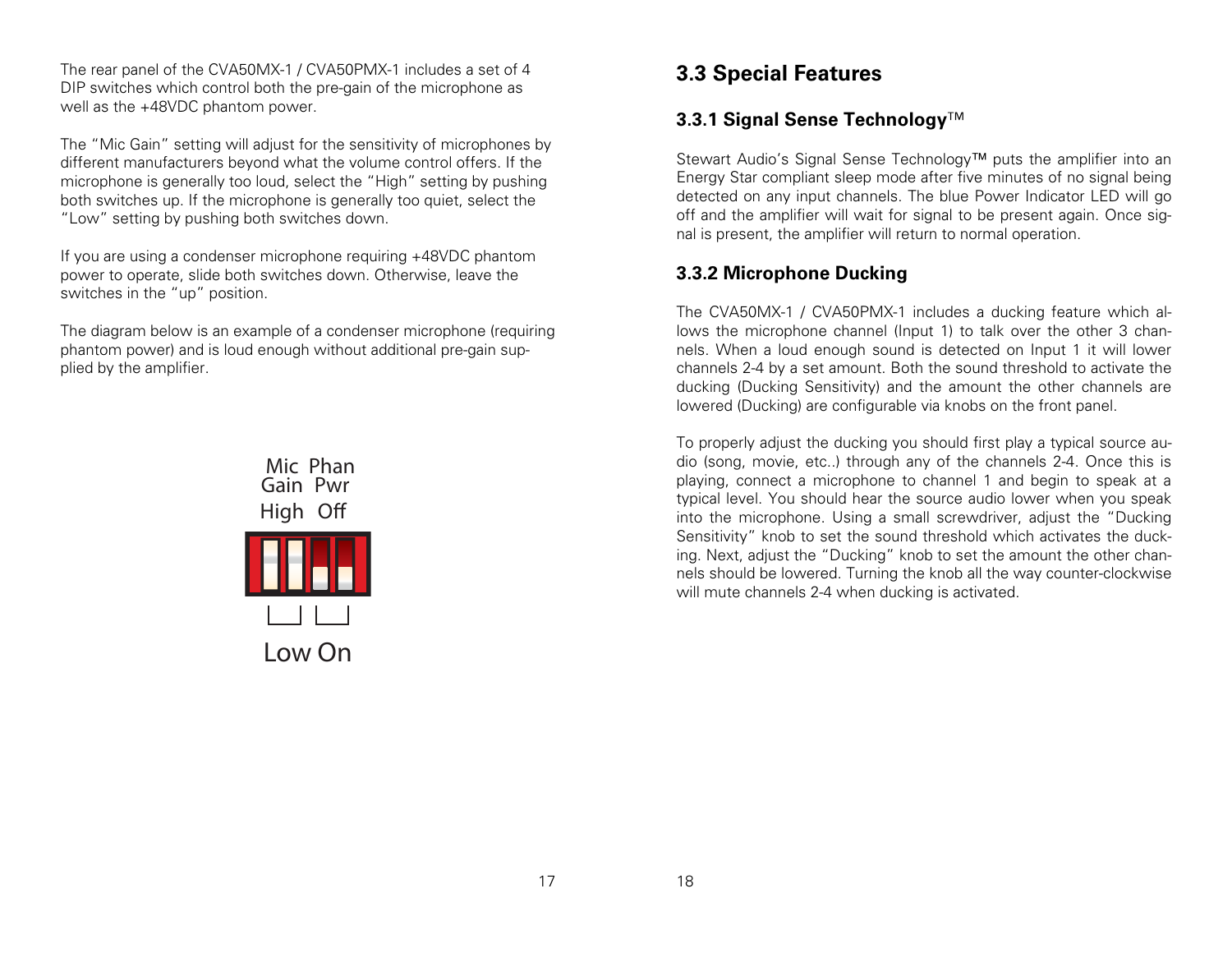The rear panel of the CVA50MX-1 / CVA50PMX-1 includes a set of 4 DIP switches which control both the pre-gain of the microphone as well as the +48VDC phantom power.

The “Mic Gain” setting will adjust for the sensitivity of microphones by different manufacturers beyond what the volume control offers. If the microphone is generally too loud, select the “High” setting by pushing both switches up. If the microphone is generally too quiet, select the “Low” setting by pushing both switches down.

If you are using a condenser microphone requiring +48VDC phantom power to operate, slide both switches down. Otherwise, leave the switches in the “up” position.

The diagram below is an example of a condenser microphone (requiring phantom power) and is loud enough without additional pre-gain supplied by the amplifier.

Mic Gain Phan Pwr

High Off

Low On

## 3.3 Special Features

### 3.3.1 Signal Sense Technology™

Stewart Audio’s Signal Sense Technology™ puts the amplifier into an Energy Star compliant sleep mode after five minutes of no signal being detected on any input channels. The blue Power Indicator LED will go off and the amplifier will wait for signal to be present again. Once signal is present, the amplifier will return to normal operation.

### 3.3.2 Microphone Ducking

The CVA50MX-1 / CVA50PMX-1 includes a ducking feature which allows the microphone channel (Input 1) to talk over the other 3 channels. When a loud enough sound is detected on Input 1 it will lower channels 2-4 by a set amount. Both the sound threshold to activate the ducking (Ducking Sensitivity) and the amount the other channels are lowered (Ducking) are configurable via knobs on the front panel.

To properly adjust the ducking you should first play a typical source audio (song, movie, etc..) through any of the channels 2-4. Once this is playing, connect a microphone to channel 1 and begin to speak at a typical level. You should hear the source audio lower when you speak into the microphone. Using a small screwdriver, adjust the “Ducking Sensitivity” knob to set the sound threshold which activates the ducking. Next, adjust the “Ducking” knob to set the amount the other channels should be lowered. Turning the knob all the way counter-clockwise will mute channels 2-4 when ducking is activated.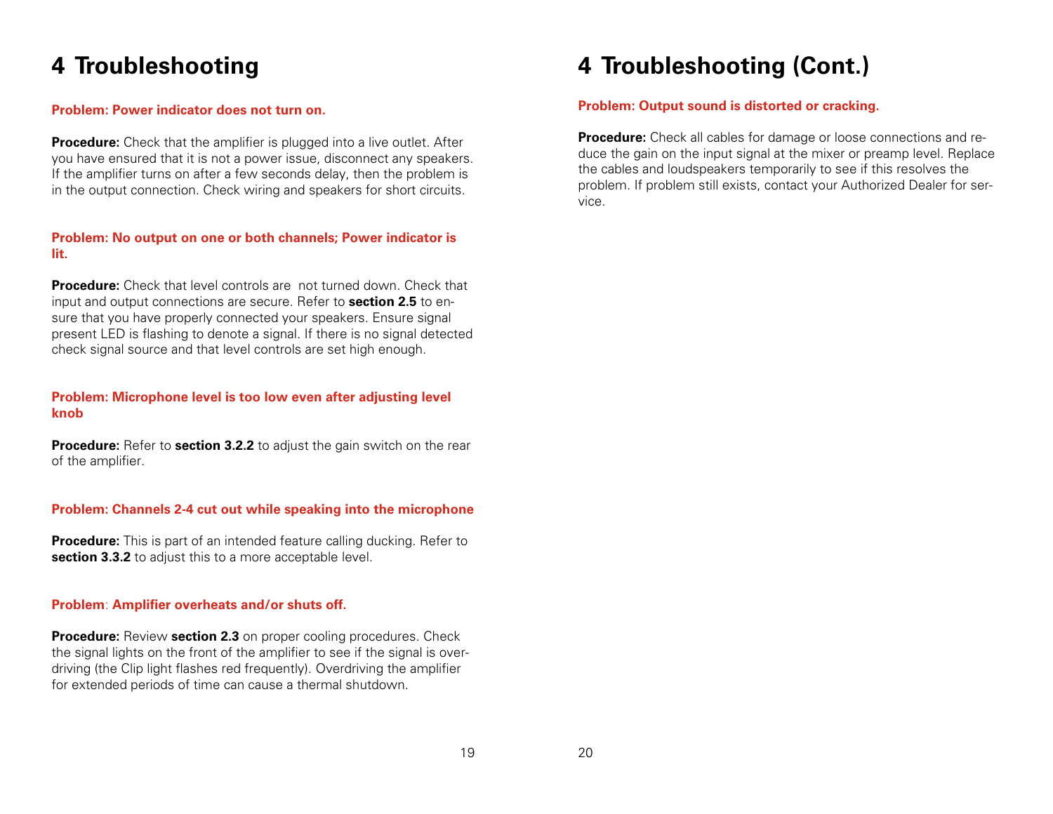# 4 Troubleshooting

**Problem: Power indicator does not turn on.**

**Procedure:** Check that the amplifier is plugged into a live outlet. After you have ensured that it is not a power issue, disconnect any speakers. If the amplifier turns on after a few seconds delay, then the problem is in the output connection. Check wiring and speakers for short circuits.

**Problem: No output on one or both channels; Power indicator is lit.**

**Procedure:** Check that level controls are  not turned down. Check that input and output connections are secure. Refer to **section 2.5** to ensure that you have properly connected your speakers. Ensure signal present LED is flashing to denote a signal. If there is no signal detected check signal source and that level controls are set high enough.

**Problem: Microphone level is too low even after adjusting level knob**

**Procedure:** Refer to **section 3.2.2** to adjust the gain switch on the rear of the amplifier.

**Problem: Channels 2-4 cut out while speaking into the microphone**

**Procedure:** This is part of an intended feature calling ducking. Refer to **section 3.3.2** to adjust this to a more acceptable level.

**Problem: Amplifier overheats and/or shuts off.**

**Procedure:** Review **section 2.3** on proper cooling procedures. Check the signal lights on the front of the amplifier to see if the signal is overdriving (the Clip light flashes red frequently). Overdriving the amplifier for extended periods of time can cause a thermal shutdown.

# 4 Troubleshooting (Cont.)

**Problem: Output sound is distorted or cracking.**

**Procedure:** Check all cables for damage or loose connections and reduce the gain on the input signal at the mixer or preamp level. Replace the cables and loudspeakers temporarily to see if this resolves the problem. If problem still exists, contact your Authorized Dealer for service.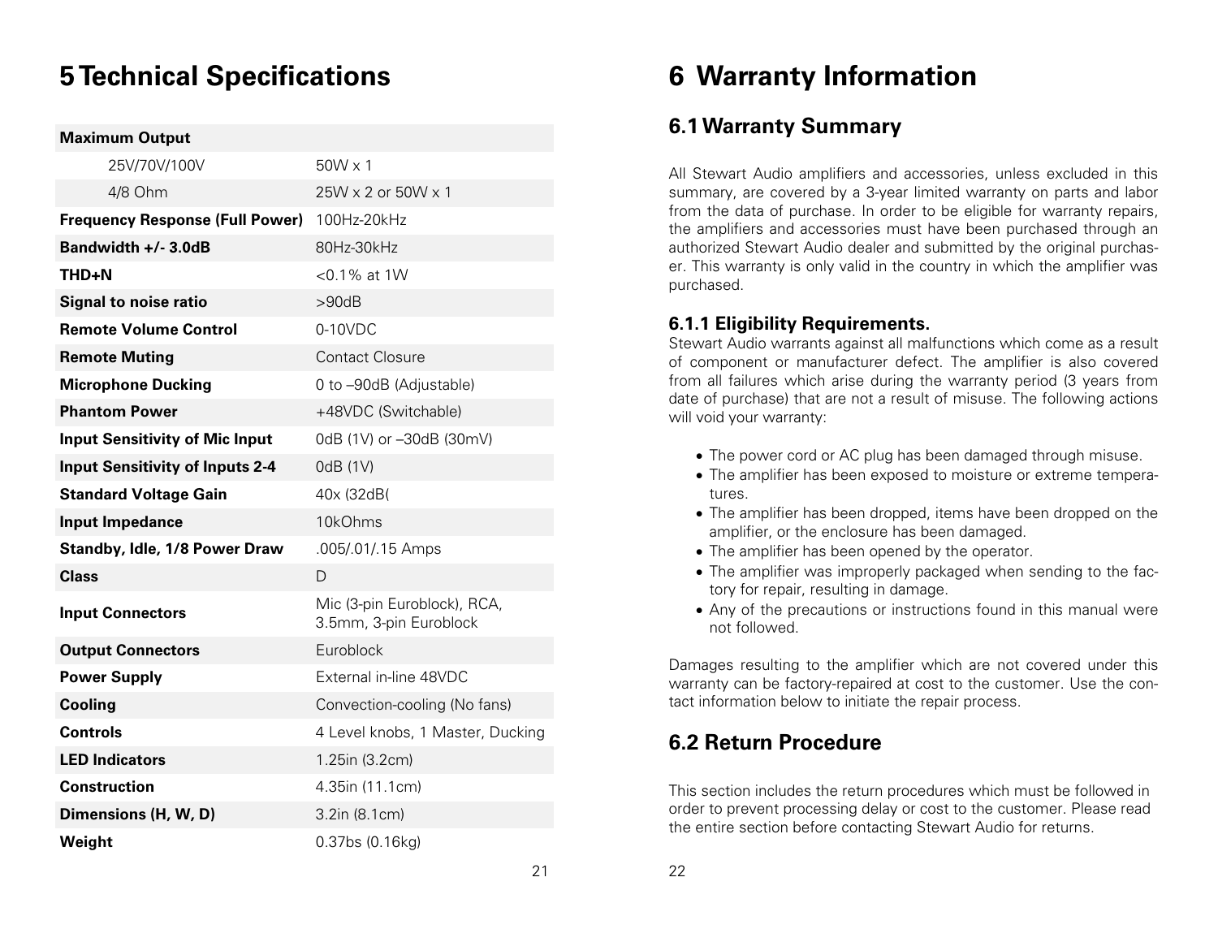# 5 Technical Specifications

| **Maximum Output** | |
|---|---|
| 25V/70V/100V | 50W x 1 |
| 4/8 Ohm | 25W x 2 or 50W x 1 |
| **Frequency Response (Full Power)** | 100Hz-20kHz |
| **Bandwidth +/- 3.0dB** | 80Hz-30kHz |
| **THD+N** | <0.1% at 1W |
| **Signal to noise ratio** | >90dB |
| **Remote Volume Control** | 0-10VDC |
| **Remote Muting** | Contact Closure |
| **Microphone Ducking** | 0 to –90dB (Adjustable) |
| **Phantom Power** | +48VDC (Switchable) |
| **Input Sensitivity of Mic Input** | 0dB (1V) or –30dB (30mV) |
| **Input Sensitivity of Inputs 2-4** | 0dB (1V) |
| **Standard Voltage Gain** | 40x (32dB( |
| **Input Impedance** | 10kOhms |
| **Standby, Idle, 1/8 Power Draw** | .005/.01/.15 Amps |
| **Class** | D |
| **Input Connectors** | Mic (3-pin Euroblock), RCA, 3.5mm, 3-pin Euroblock |
| **Output Connectors** | Euroblock |
| **Power Supply** | External in-line 48VDC |
| **Cooling** | Convection-cooling (No fans) |
| **Controls** | 4 Level knobs, 1 Master, Ducking |
| **LED Indicators** | 1.25in (3.2cm) |
| **Construction** | 4.35in (11.1cm) |
| **Dimensions (H, W, D)** | 3.2in (8.1cm) |
| **Weight** | 0.37bs (0.16kg) |

# 6 Warranty Information

## 6.1 Warranty Summary

All Stewart Audio amplifiers and accessories, unless excluded in this summary, are covered by a 3-year limited warranty on parts and labor from the data of purchase. In order to be eligible for warranty repairs, the amplifiers and accessories must have been purchased through an authorized Stewart Audio dealer and submitted by the original purchaser. This warranty is only valid in the country in which the amplifier was purchased.

### 6.1.1 Eligibility Requirements.

Stewart Audio warrants against all malfunctions which come as a result of component or manufacturer defect. The amplifier is also covered from all failures which arise during the warranty period (3 years from date of purchase) that are not a result of misuse. The following actions will void your warranty:

- The power cord or AC plug has been damaged through misuse.
- The amplifier has been exposed to moisture or extreme temperatures.
- The amplifier has been dropped, items have been dropped on the amplifier, or the enclosure has been damaged.
- The amplifier has been opened by the operator.
- The amplifier was improperly packaged when sending to the factory for repair, resulting in damage.
- Any of the precautions or instructions found in this manual were not followed.

Damages resulting to the amplifier which are not covered under this warranty can be factory-repaired at cost to the customer. Use the contact information below to initiate the repair process.

## 6.2 Return Procedure

This section includes the return procedures which must be followed in order to prevent processing delay or cost to the customer. Please read the entire section before contacting Stewart Audio for returns.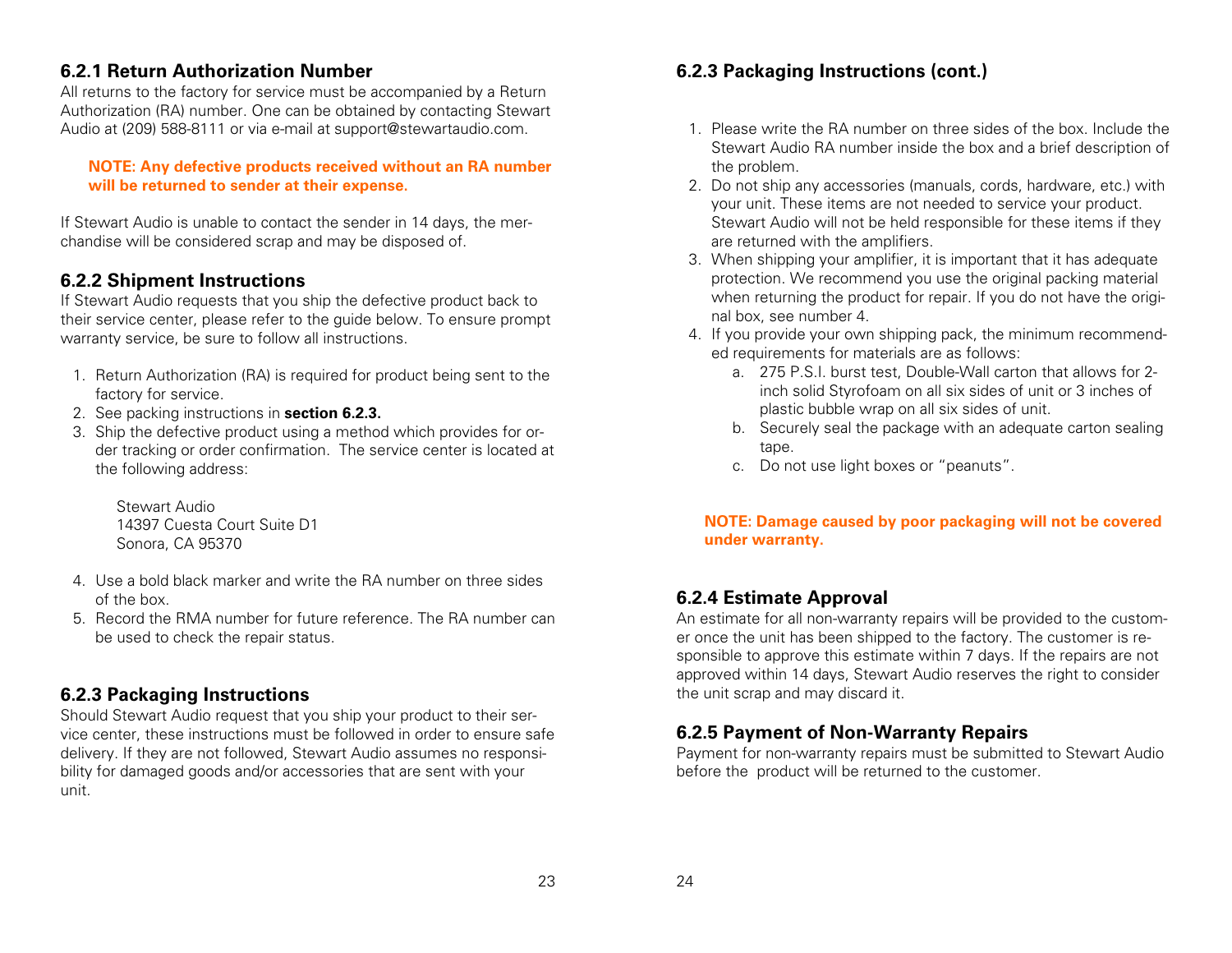### 6.2.1 Return Authorization Number

All returns to the factory for service must be accompanied by a Return Authorization (RA) number. One can be obtained by contacting Stewart Audio at (209) 588-8111 or via e-mail at support@stewartaudio.com.

> **NOTE: Any defective products received without an RA number will be returned to sender at their expense.**

If Stewart Audio is unable to contact the sender in 14 days, the merchandise will be considered scrap and may be disposed of.

### 6.2.2 Shipment Instructions

If Stewart Audio requests that you ship the defective product back to their service center, please refer to the guide below. To ensure prompt warranty service, be sure to follow all instructions.

1. Return Authorization (RA) is required for product being sent to the factory for service.
2. See packing instructions in **section 6.2.3.**
3. Ship the defective product using a method which provides for order tracking or order confirmation. The service center is located at the following address:

   Stewart Audio
   14397 Cuesta Court Suite D1
   Sonora, CA 95370

4. Use a bold black marker and write the RA number on three sides of the box.
5. Record the RMA number for future reference. The RA number can be used to check the repair status.

### 6.2.3 Packaging Instructions

Should Stewart Audio request that you ship your product to their service center, these instructions must be followed in order to ensure safe delivery. If they are not followed, Stewart Audio assumes no responsibility for damaged goods and/or accessories that are sent with your unit.

### 6.2.3 Packaging Instructions (cont.)

1. Please write the RA number on three sides of the box. Include the Stewart Audio RA number inside the box and a brief description of the problem.
2. Do not ship any accessories (manuals, cords, hardware, etc.) with your unit. These items are not needed to service your product. Stewart Audio will not be held responsible for these items if they are returned with the amplifiers.
3. When shipping your amplifier, it is important that it has adequate protection. We recommend you use the original packing material when returning the product for repair. If you do not have the original box, see number 4.
4. If you provide your own shipping pack, the minimum recommended requirements for materials are as follows:
   a. 275 P.S.I. burst test, Double-Wall carton that allows for 2-inch solid Styrofoam on all six sides of unit or 3 inches of plastic bubble wrap on all six sides of unit.
   b. Securely seal the package with an adequate carton sealing tape.
   c. Do not use light boxes or "peanuts".

> **NOTE: Damage caused by poor packaging will not be covered under warranty.**

### 6.2.4 Estimate Approval

An estimate for all non-warranty repairs will be provided to the customer once the unit has been shipped to the factory. The customer is responsible to approve this estimate within 7 days. If the repairs are not approved within 14 days, Stewart Audio reserves the right to consider the unit scrap and may discard it.

### 6.2.5 Payment of Non-Warranty Repairs

Payment for non-warranty repairs must be submitted to Stewart Audio before the product will be returned to the customer.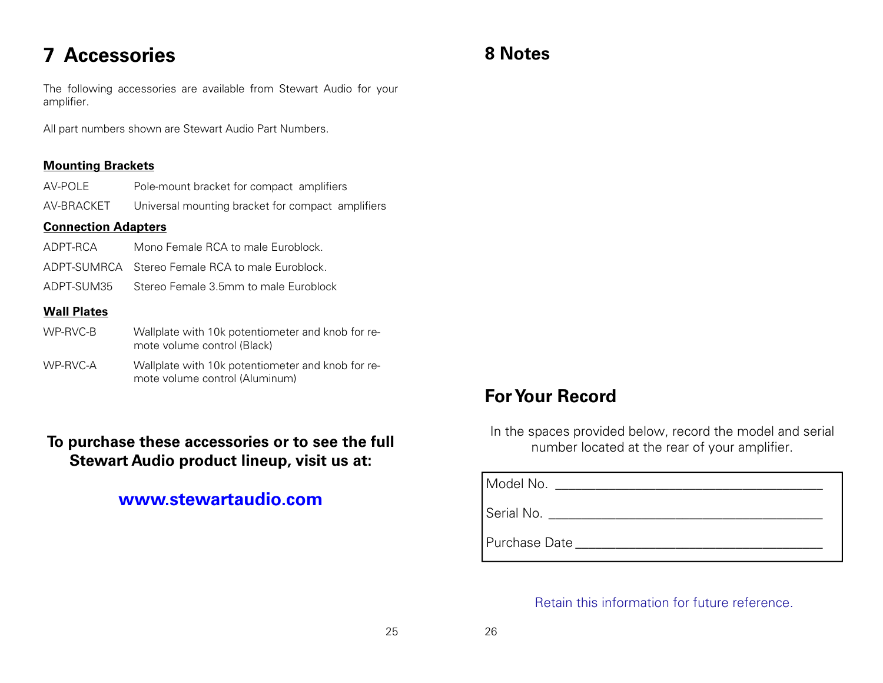# 7 Accessories

The following accessories are available from Stewart Audio for your amplifier.

All part numbers shown are Stewart Audio Part Numbers.

**Mounting Brackets**

| | |
|---|---|
| AV-POLE | Pole-mount bracket for compact amplifiers |
| AV-BRACKET | Universal mounting bracket for compact amplifiers |

**Connection Adapters**

| | |
|---|---|
| ADPT-RCA | Mono Female RCA to male Euroblock. |
| ADPT-SUMRCA | Stereo Female RCA to male Euroblock. |
| ADPT-SUM35 | Stereo Female 3.5mm to male Euroblock |

**Wall Plates**

| | |
|---|---|
| WP-RVC-B | Wallplate with 10k potentiometer and knob for remote volume control (Black) |
| WP-RVC-A | Wallplate with 10k potentiometer and knob for remote volume control (Aluminum) |

**To purchase these accessories or to see the full Stewart Audio product lineup, visit us at:**

**www.stewartaudio.com**

# 8 Notes

## For Your Record

In the spaces provided below, record the model and serial number located at the rear of your amplifier.

Model No. ______________________________________

Serial No. ______________________________________

Purchase Date ___________________________________

Retain this information for future reference.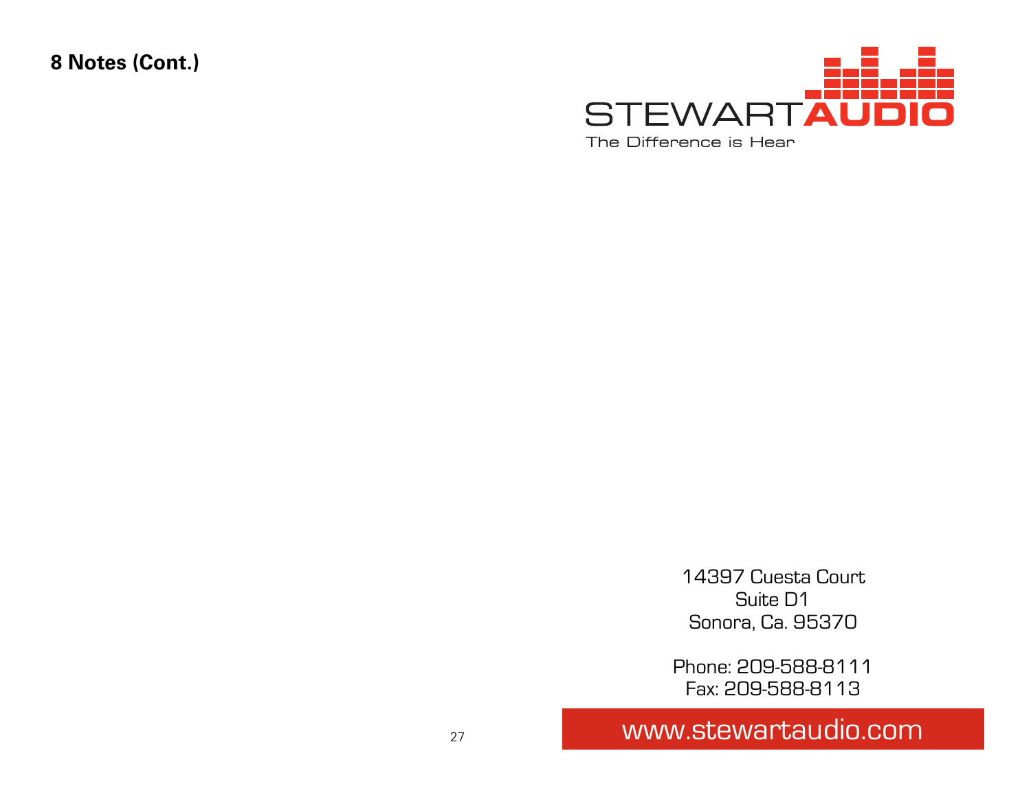## 8 Notes (Cont.)

STEWART**AUDIO**

The Difference is Hear

14397 Cuesta Court
Suite D1
Sonora, Ca. 95370

Phone: 209-588-8111
Fax: 209-588-8113

www.stewartaudio.com